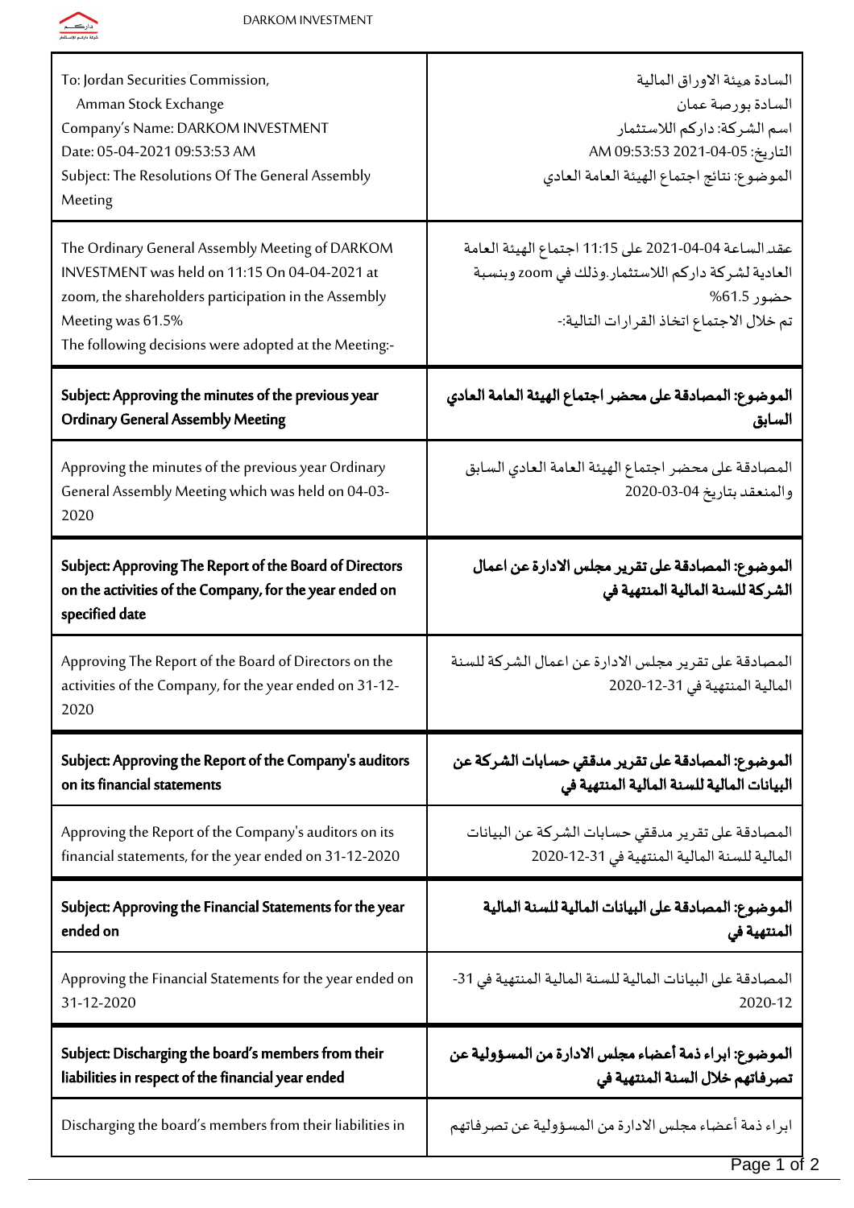| To: Jordan Securities Commission,<br>Amman Stock Exchange<br>Company's Name: DARKOM INVESTMENT<br>Date: 05-04-2021 09:53:53 AM<br>Subject: The Resolutions Of The General Assembly Meeting | السادة هيئة الاوراق المالية<br>السادة بورصة عمان<br>اسم الشركة: داركم للاستثمار<br>التاريخ: 2021-04-05 09:53:53 AM<br>الموضوع: نتائج اجتماع الهيئة العامة العادي |
|---|---|
| The Ordinary General Assembly Meeting of DARKOM INVESTMENT was held on 11:15 On 04-04-2021 at zoom, the shareholders participation in the Assembly Meeting was 61.5%<br>The following decisions were adopted at the Meeting:- | عقد الساعة 11:15 على 2021-04-04 اجتماع الهيئة العامة العادية لشركة داركم للاستثمار.وذلك في zoom وبنسبة حضور 61.5%<br>تم خلال الاجتماع اتخاذ القرارات التالية:- |
| **Subject: Approving the minutes of the previous year Ordinary General Assembly Meeting** | **الموضوع: المصادقة على محضر اجتماع الهيئة العامة العادي السابق** |
| Approving the minutes of the previous year Ordinary General Assembly Meeting which was held on 04-03-2020 | المصادقة على محضر اجتماع الهيئة العامة العادي السابق والمنعقد بتاريخ 04-03-2020 |
| **Subject: Approving The Report of the Board of Directors on the activities of the Company, for the year ended on specified date** | **الموضوع: المصادقة على تقرير مجلس الادارة عن اعمال الشركة للسنة المالية المنتهية في** |
| Approving The Report of the Board of Directors on the activities of the Company, for the year ended on 31-12-2020 | المصادقة على تقرير مجلس الادارة عن اعمال الشركة للسنة المالية المنتهية في 31-12-2020 |
| **Subject: Approving the Report of the Company's auditors on its financial statements** | **الموضوع: المصادقة على تقرير مدققي حسابات الشركة عن البيانات المالية للسنة المالية المنتهية في** |
| Approving the Report of the Company's auditors on its financial statements, for the year ended on 31-12-2020 | المصادقة على تقرير مدققي حسابات الشركة عن البيانات المالية للسنة المالية المنتهية في 31-12-2020 |
| **Subject: Approving the Financial Statements for the year ended on** | **الموضوع: المصادقة على البيانات المالية للسنة المالية المنتهية في** |
| Approving the Financial Statements for the year ended on 31-12-2020 | المصادقة على البيانات المالية للسنة المالية المنتهية في 31-12-2020 |
| **Subject: Discharging the board's members from their liabilities in respect of the financial year ended** | **الموضوع: ابراء ذمة أعضاء مجلس الادارة من المسؤولية عن تصرفاتهم خلال السنة المنتهية في** |
| Discharging the board's members from their liabilities in | ابراء ذمة أعضاء مجلس الادارة من المسؤولية عن تصرفاتهم |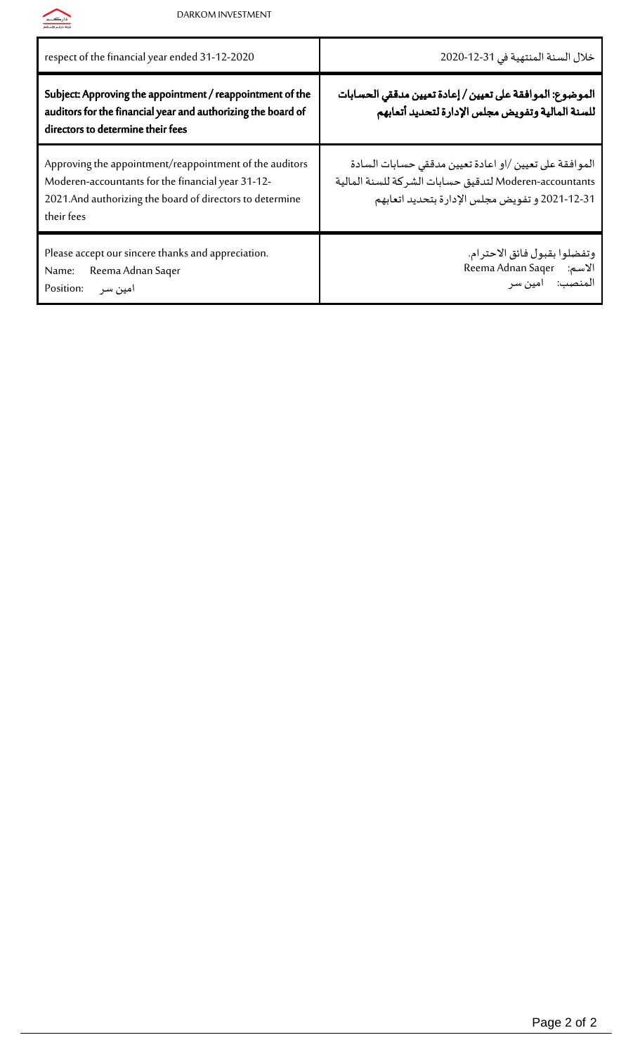| | |
|---|---|
| respect of the financial year ended 31-12-2020 | خلال السنة المنتهية في 31-12-2020 |
| **Subject: Approving the appointment / reappointment of the auditors for the financial year and authorizing the board of directors to determine their fees** | **الموضوع: الموافقة على تعيين / إعادة تعيين مدققي الحسابات للسنة المالية وتفويض مجلس الإدارة لتحديد أتعابهم** |
| Approving the appointment/reappointment of the auditors Moderen-accountants for the financial year 31-12-2021.And authorizing the board of directors to determine their fees | الموافقة على تعيين /او اعادة تعيين مدققي حسابات السادة Moderen-accountants لتدقيق حسابات الشركة للسنة المالية 31-12-2021 و تفويض مجلس الإدارة بتحديد اتعابهم |
| Please accept our sincere thanks and appreciation.<br>Name: Reema Adnan Saqer<br>Position: امين سر | وتفضلوا بقبول فائق الاحترام.<br>الاسم: Reema Adnan Saqer<br>المنصب: امين سر |